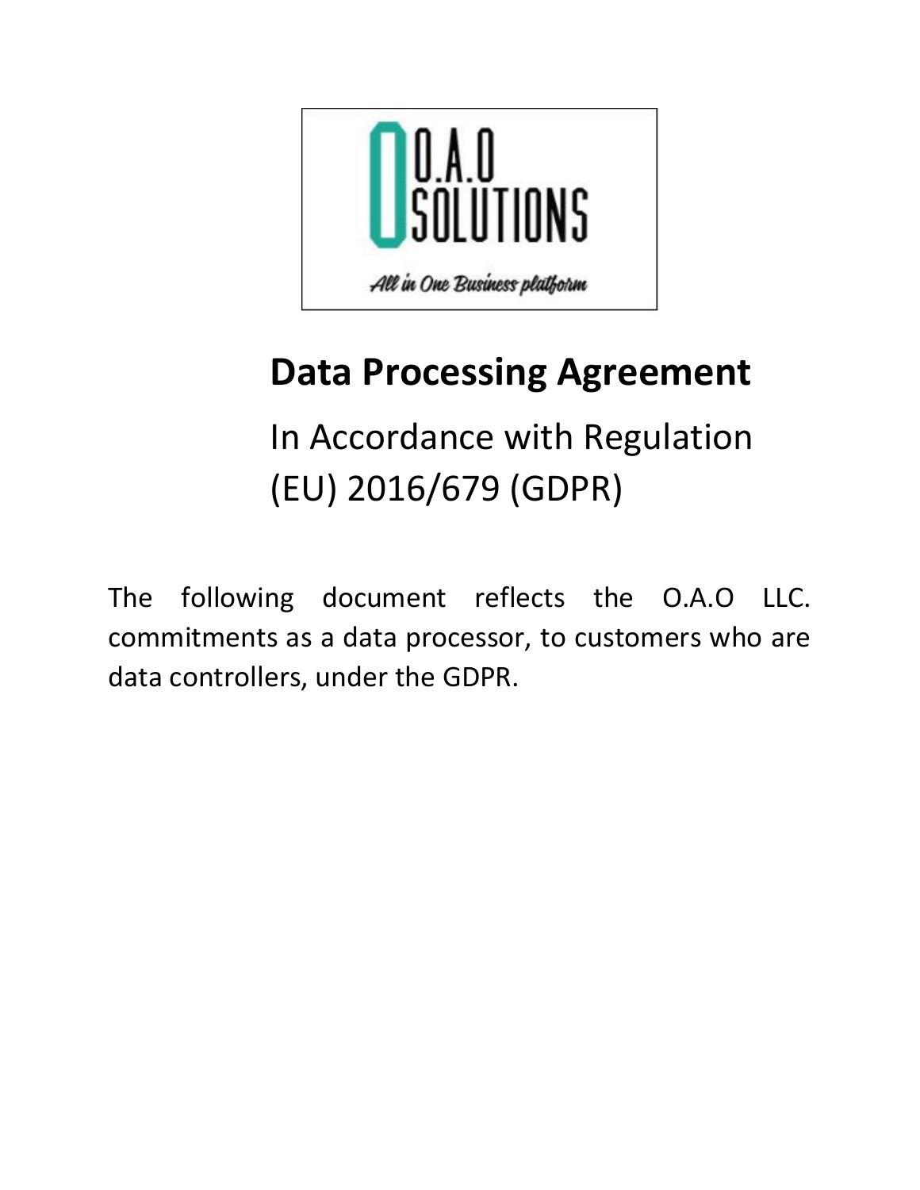# Data Processing Agreement

In Accordance with Regulation (EU) 2016/679 (GDPR)

The following document reflects the O.A.O LLC. commitments as a data processor, to customers who are data controllers, under the GDPR.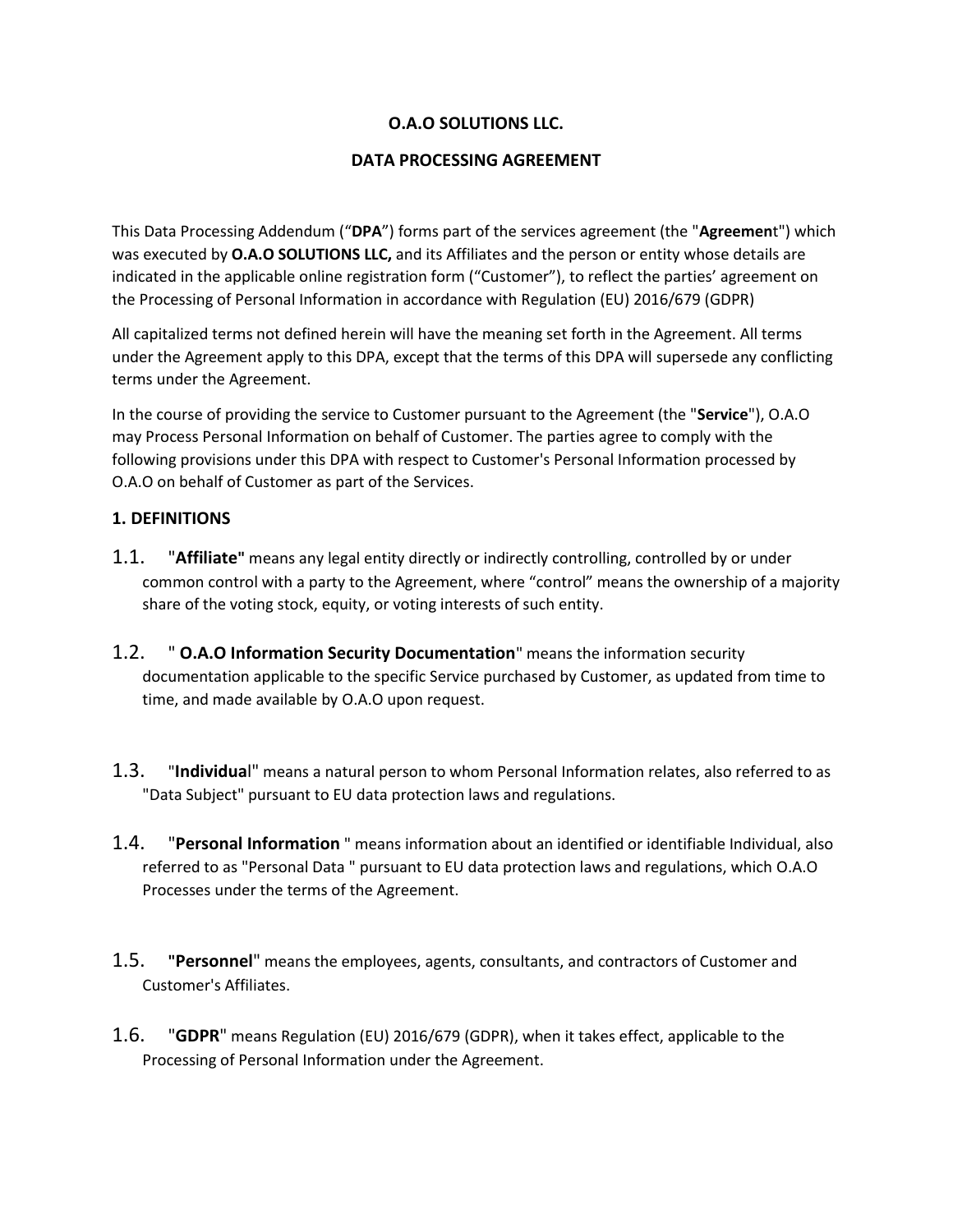**O.A.O SOLUTIONS LLC.**

**DATA PROCESSING AGREEMENT**

This Data Processing Addendum ("**DPA**") forms part of the services agreement (the "**Agreement**") which was executed by **O.A.O SOLUTIONS LLC,** and its Affiliates and the person or entity whose details are indicated in the applicable online registration form ("Customer"), to reflect the parties' agreement on the Processing of Personal Information in accordance with Regulation (EU) 2016/679 (GDPR)

All capitalized terms not defined herein will have the meaning set forth in the Agreement. All terms under the Agreement apply to this DPA, except that the terms of this DPA will supersede any conflicting terms under the Agreement.

In the course of providing the service to Customer pursuant to the Agreement (the "**Service**"), O.A.O may Process Personal Information on behalf of Customer. The parties agree to comply with the following provisions under this DPA with respect to Customer's Personal Information processed by O.A.O on behalf of Customer as part of the Services.

**1. DEFINITIONS**

1.1. "**Affiliate"** means any legal entity directly or indirectly controlling, controlled by or under common control with a party to the Agreement, where "control" means the ownership of a majority share of the voting stock, equity, or voting interests of such entity.

1.2. " **O.A.O Information Security Documentation**" means the information security documentation applicable to the specific Service purchased by Customer, as updated from time to time, and made available by O.A.O upon request.

1.3. "**Individual**" means a natural person to whom Personal Information relates, also referred to as "Data Subject" pursuant to EU data protection laws and regulations.

1.4. "**Personal Information** " means information about an identified or identifiable Individual, also referred to as "Personal Data " pursuant to EU data protection laws and regulations, which O.A.O Processes under the terms of the Agreement.

1.5. **"Personnel**" means the employees, agents, consultants, and contractors of Customer and Customer's Affiliates.

1.6. "**GDPR**" means Regulation (EU) 2016/679 (GDPR), when it takes effect, applicable to the Processing of Personal Information under the Agreement.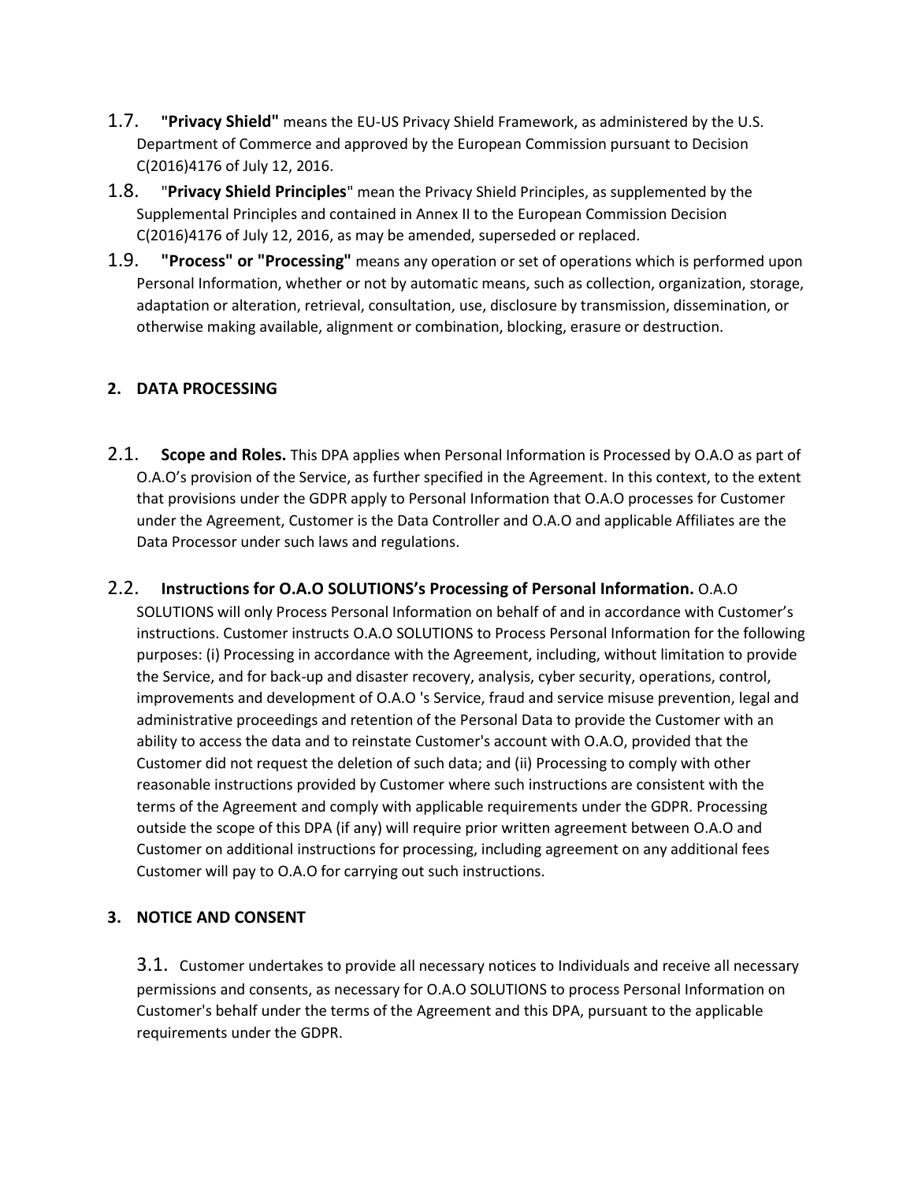1.7. **"Privacy Shield"** means the EU-US Privacy Shield Framework, as administered by the U.S. Department of Commerce and approved by the European Commission pursuant to Decision C(2016)4176 of July 12, 2016.

1.8. "**Privacy Shield Principles**" mean the Privacy Shield Principles, as supplemented by the Supplemental Principles and contained in Annex II to the European Commission Decision C(2016)4176 of July 12, 2016, as may be amended, superseded or replaced.

1.9. **"Process" or "Processing"** means any operation or set of operations which is performed upon Personal Information, whether or not by automatic means, such as collection, organization, storage, adaptation or alteration, retrieval, consultation, use, disclosure by transmission, dissemination, or otherwise making available, alignment or combination, blocking, erasure or destruction.

## 2. DATA PROCESSING

2.1. **Scope and Roles.** This DPA applies when Personal Information is Processed by O.A.O as part of O.A.O's provision of the Service, as further specified in the Agreement. In this context, to the extent that provisions under the GDPR apply to Personal Information that O.A.O processes for Customer under the Agreement, Customer is the Data Controller and O.A.O and applicable Affiliates are the Data Processor under such laws and regulations.

2.2. **Instructions for O.A.O SOLUTIONS's Processing of Personal Information.** O.A.O SOLUTIONS will only Process Personal Information on behalf of and in accordance with Customer's instructions. Customer instructs O.A.O SOLUTIONS to Process Personal Information for the following purposes: (i) Processing in accordance with the Agreement, including, without limitation to provide the Service, and for back-up and disaster recovery, analysis, cyber security, operations, control, improvements and development of O.A.O 's Service, fraud and service misuse prevention, legal and administrative proceedings and retention of the Personal Data to provide the Customer with an ability to access the data and to reinstate Customer's account with O.A.O, provided that the Customer did not request the deletion of such data; and (ii) Processing to comply with other reasonable instructions provided by Customer where such instructions are consistent with the terms of the Agreement and comply with applicable requirements under the GDPR. Processing outside the scope of this DPA (if any) will require prior written agreement between O.A.O and Customer on additional instructions for processing, including agreement on any additional fees Customer will pay to O.A.O for carrying out such instructions.

## 3. NOTICE AND CONSENT

3.1. Customer undertakes to provide all necessary notices to Individuals and receive all necessary permissions and consents, as necessary for O.A.O SOLUTIONS to process Personal Information on Customer's behalf under the terms of the Agreement and this DPA, pursuant to the applicable requirements under the GDPR.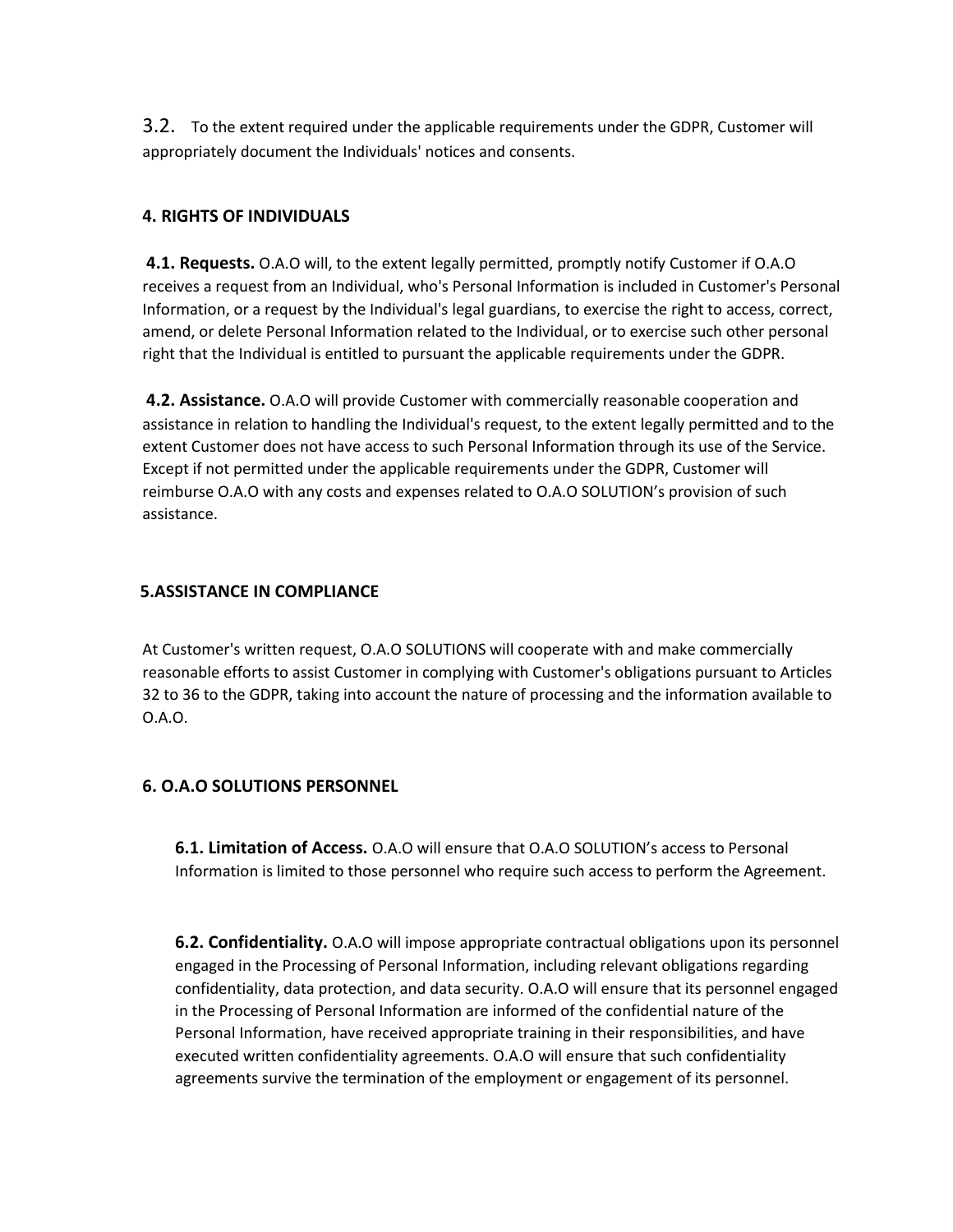3.2. To the extent required under the applicable requirements under the GDPR, Customer will appropriately document the Individuals' notices and consents.

## 4. RIGHTS OF INDIVIDUALS

**4.1. Requests.** O.A.O will, to the extent legally permitted, promptly notify Customer if O.A.O receives a request from an Individual, who's Personal Information is included in Customer's Personal Information, or a request by the Individual's legal guardians, to exercise the right to access, correct, amend, or delete Personal Information related to the Individual, or to exercise such other personal right that the Individual is entitled to pursuant the applicable requirements under the GDPR.

**4.2. Assistance.** O.A.O will provide Customer with commercially reasonable cooperation and assistance in relation to handling the Individual's request, to the extent legally permitted and to the extent Customer does not have access to such Personal Information through its use of the Service. Except if not permitted under the applicable requirements under the GDPR, Customer will reimburse O.A.O with any costs and expenses related to O.A.O SOLUTION's provision of such assistance.

## 5.ASSISTANCE IN COMPLIANCE

At Customer's written request, O.A.O SOLUTIONS will cooperate with and make commercially reasonable efforts to assist Customer in complying with Customer's obligations pursuant to Articles 32 to 36 to the GDPR, taking into account the nature of processing and the information available to O.A.O.

## 6. O.A.O SOLUTIONS PERSONNEL

**6.1. Limitation of Access.** O.A.O will ensure that O.A.O SOLUTION's access to Personal Information is limited to those personnel who require such access to perform the Agreement.

**6.2. Confidentiality.** O.A.O will impose appropriate contractual obligations upon its personnel engaged in the Processing of Personal Information, including relevant obligations regarding confidentiality, data protection, and data security. O.A.O will ensure that its personnel engaged in the Processing of Personal Information are informed of the confidential nature of the Personal Information, have received appropriate training in their responsibilities, and have executed written confidentiality agreements. O.A.O will ensure that such confidentiality agreements survive the termination of the employment or engagement of its personnel.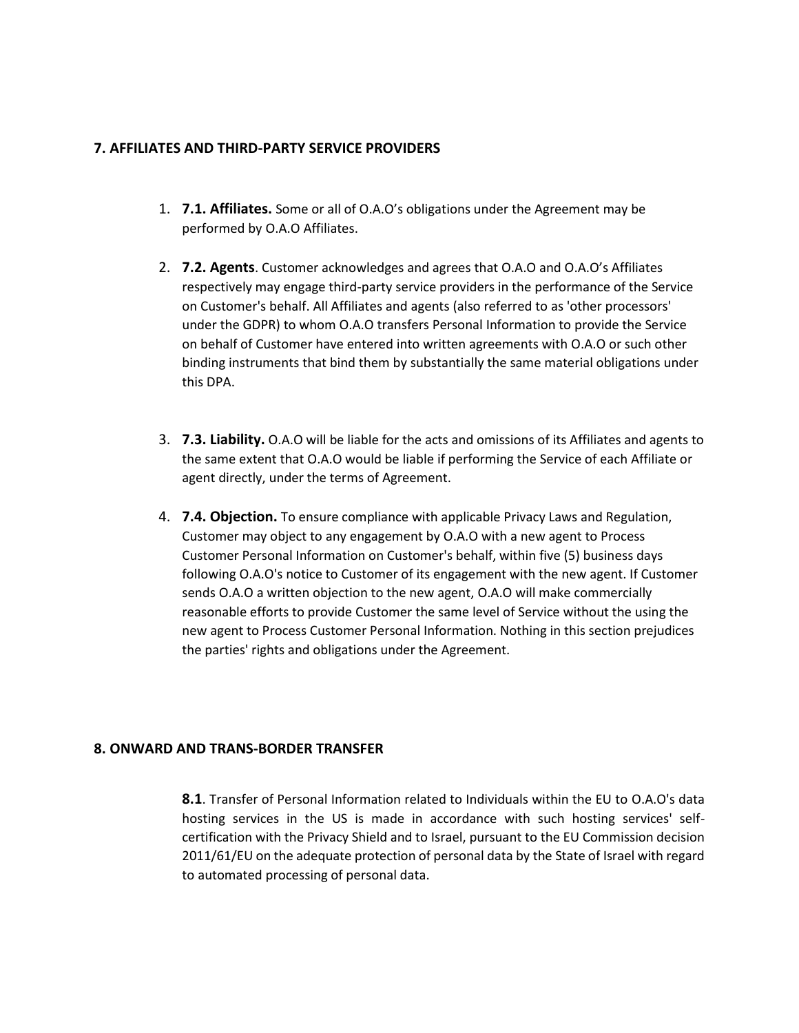## 7. AFFILIATES AND THIRD-PARTY SERVICE PROVIDERS

1. **7.1. Affiliates.** Some or all of O.A.O's obligations under the Agreement may be performed by O.A.O Affiliates.

2. **7.2. Agents**. Customer acknowledges and agrees that O.A.O and O.A.O's Affiliates respectively may engage third-party service providers in the performance of the Service on Customer's behalf. All Affiliates and agents (also referred to as 'other processors' under the GDPR) to whom O.A.O transfers Personal Information to provide the Service on behalf of Customer have entered into written agreements with O.A.O or such other binding instruments that bind them by substantially the same material obligations under this DPA.

3. **7.3. Liability.** O.A.O will be liable for the acts and omissions of its Affiliates and agents to the same extent that O.A.O would be liable if performing the Service of each Affiliate or agent directly, under the terms of Agreement.

4. **7.4. Objection.** To ensure compliance with applicable Privacy Laws and Regulation, Customer may object to any engagement by O.A.O with a new agent to Process Customer Personal Information on Customer's behalf, within five (5) business days following O.A.O's notice to Customer of its engagement with the new agent. If Customer sends O.A.O a written objection to the new agent, O.A.O will make commercially reasonable efforts to provide Customer the same level of Service without the using the new agent to Process Customer Personal Information. Nothing in this section prejudices the parties' rights and obligations under the Agreement.

## 8. ONWARD AND TRANS-BORDER TRANSFER

**8.1**. Transfer of Personal Information related to Individuals within the EU to O.A.O's data hosting services in the US is made in accordance with such hosting services' self-certification with the Privacy Shield and to Israel, pursuant to the EU Commission decision 2011/61/EU on the adequate protection of personal data by the State of Israel with regard to automated processing of personal data.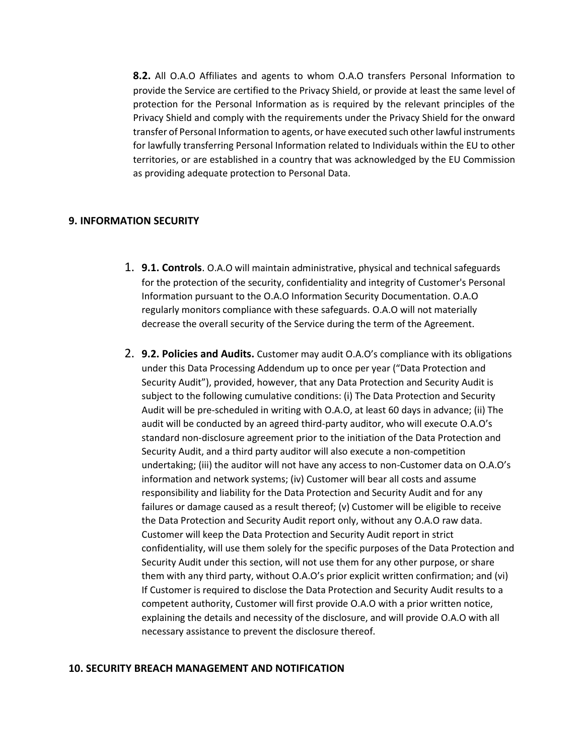**8.2.** All O.A.O Affiliates and agents to whom O.A.O transfers Personal Information to provide the Service are certified to the Privacy Shield, or provide at least the same level of protection for the Personal Information as is required by the relevant principles of the Privacy Shield and comply with the requirements under the Privacy Shield for the onward transfer of Personal Information to agents, or have executed such other lawful instruments for lawfully transferring Personal Information related to Individuals within the EU to other territories, or are established in a country that was acknowledged by the EU Commission as providing adequate protection to Personal Data.

## 9. INFORMATION SECURITY

1. **9.1. Controls**. O.A.O will maintain administrative, physical and technical safeguards for the protection of the security, confidentiality and integrity of Customer's Personal Information pursuant to the O.A.O Information Security Documentation. O.A.O regularly monitors compliance with these safeguards. O.A.O will not materially decrease the overall security of the Service during the term of the Agreement.

2. **9.2. Policies and Audits.** Customer may audit O.A.O's compliance with its obligations under this Data Processing Addendum up to once per year ("Data Protection and Security Audit"), provided, however, that any Data Protection and Security Audit is subject to the following cumulative conditions: (i) The Data Protection and Security Audit will be pre-scheduled in writing with O.A.O, at least 60 days in advance; (ii) The audit will be conducted by an agreed third-party auditor, who will execute O.A.O's standard non-disclosure agreement prior to the initiation of the Data Protection and Security Audit, and a third party auditor will also execute a non-competition undertaking; (iii) the auditor will not have any access to non-Customer data on O.A.O's information and network systems; (iv) Customer will bear all costs and assume responsibility and liability for the Data Protection and Security Audit and for any failures or damage caused as a result thereof; (v) Customer will be eligible to receive the Data Protection and Security Audit report only, without any O.A.O raw data. Customer will keep the Data Protection and Security Audit report in strict confidentiality, will use them solely for the specific purposes of the Data Protection and Security Audit under this section, will not use them for any other purpose, or share them with any third party, without O.A.O's prior explicit written confirmation; and (vi) If Customer is required to disclose the Data Protection and Security Audit results to a competent authority, Customer will first provide O.A.O with a prior written notice, explaining the details and necessity of the disclosure, and will provide O.A.O with all necessary assistance to prevent the disclosure thereof.

## 10. SECURITY BREACH MANAGEMENT AND NOTIFICATION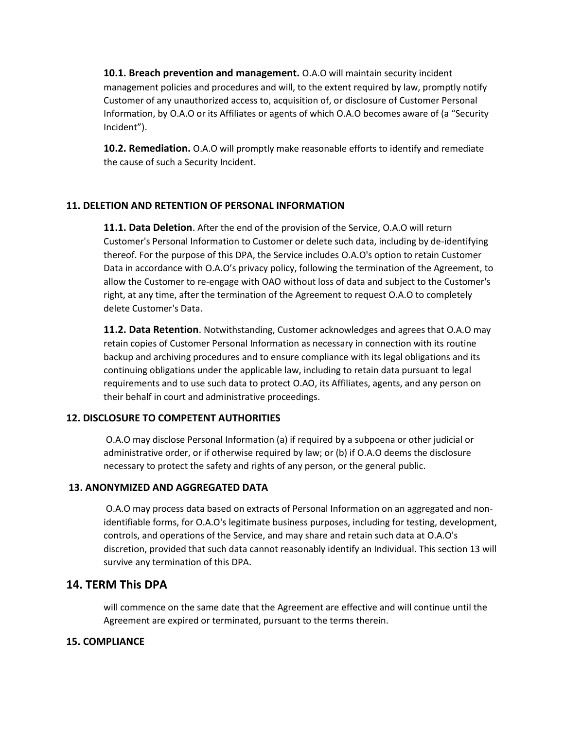**10.1. Breach prevention and management.** O.A.O will maintain security incident management policies and procedures and will, to the extent required by law, promptly notify Customer of any unauthorized access to, acquisition of, or disclosure of Customer Personal Information, by O.A.O or its Affiliates or agents of which O.A.O becomes aware of (a "Security Incident").

**10.2. Remediation.** O.A.O will promptly make reasonable efforts to identify and remediate the cause of such a Security Incident.

### 11. DELETION AND RETENTION OF PERSONAL INFORMATION

**11.1. Data Deletion**. After the end of the provision of the Service, O.A.O will return Customer's Personal Information to Customer or delete such data, including by de-identifying thereof. For the purpose of this DPA, the Service includes O.A.O's option to retain Customer Data in accordance with O.A.O's privacy policy, following the termination of the Agreement, to allow the Customer to re-engage with OAO without loss of data and subject to the Customer's right, at any time, after the termination of the Agreement to request O.A.O to completely delete Customer's Data.

**11.2. Data Retention**. Notwithstanding, Customer acknowledges and agrees that O.A.O may retain copies of Customer Personal Information as necessary in connection with its routine backup and archiving procedures and to ensure compliance with its legal obligations and its continuing obligations under the applicable law, including to retain data pursuant to legal requirements and to use such data to protect O.AO, its Affiliates, agents, and any person on their behalf in court and administrative proceedings.

### 12. DISCLOSURE TO COMPETENT AUTHORITIES

O.A.O may disclose Personal Information (a) if required by a subpoena or other judicial or administrative order, or if otherwise required by law; or (b) if O.A.O deems the disclosure necessary to protect the safety and rights of any person, or the general public.

### 13. ANONYMIZED AND AGGREGATED DATA

O.A.O may process data based on extracts of Personal Information on an aggregated and non-identifiable forms, for O.A.O's legitimate business purposes, including for testing, development, controls, and operations of the Service, and may share and retain such data at O.A.O's discretion, provided that such data cannot reasonably identify an Individual. This section 13 will survive any termination of this DPA.

## 14. TERM This DPA

will commence on the same date that the Agreement are effective and will continue until the Agreement are expired or terminated, pursuant to the terms therein.

### 15. COMPLIANCE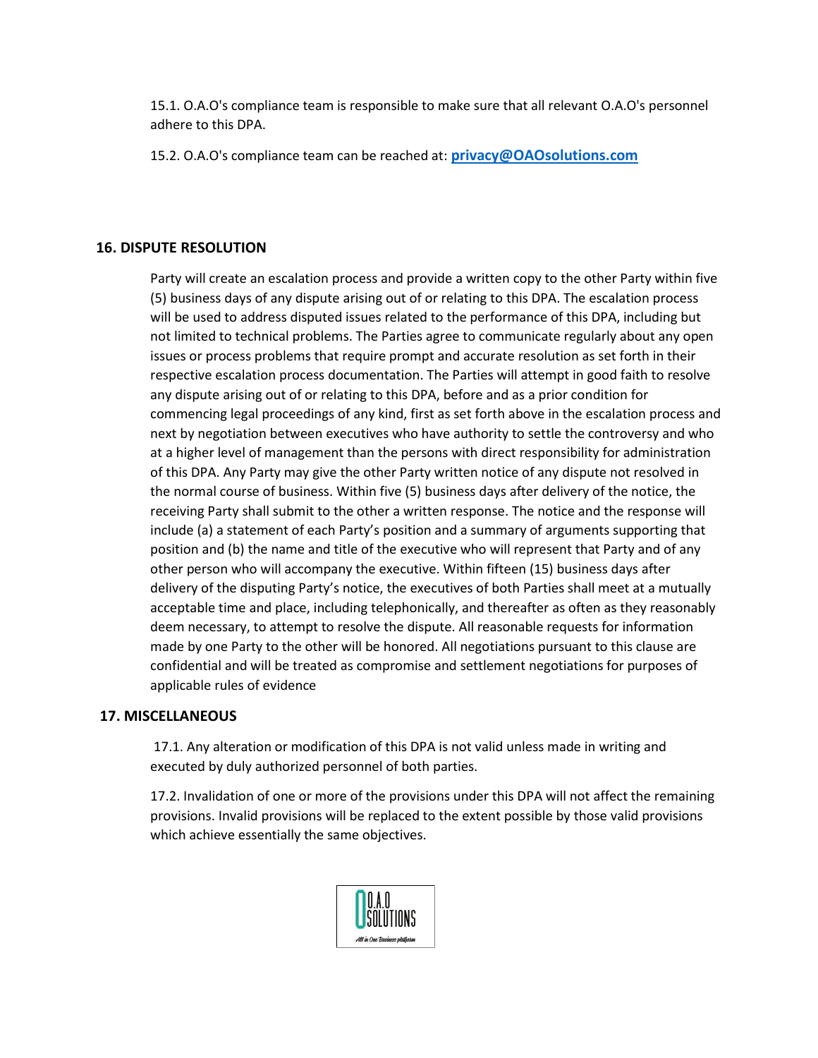15.1. O.A.O's compliance team is responsible to make sure that all relevant O.A.O's personnel adhere to this DPA.

15.2. O.A.O's compliance team can be reached at: **privacy@OAOsolutions.com**

## 16. DISPUTE RESOLUTION

Party will create an escalation process and provide a written copy to the other Party within five (5) business days of any dispute arising out of or relating to this DPA. The escalation process will be used to address disputed issues related to the performance of this DPA, including but not limited to technical problems. The Parties agree to communicate regularly about any open issues or process problems that require prompt and accurate resolution as set forth in their respective escalation process documentation. The Parties will attempt in good faith to resolve any dispute arising out of or relating to this DPA, before and as a prior condition for commencing legal proceedings of any kind, first as set forth above in the escalation process and next by negotiation between executives who have authority to settle the controversy and who at a higher level of management than the persons with direct responsibility for administration of this DPA. Any Party may give the other Party written notice of any dispute not resolved in the normal course of business. Within five (5) business days after delivery of the notice, the receiving Party shall submit to the other a written response. The notice and the response will include (a) a statement of each Party's position and a summary of arguments supporting that position and (b) the name and title of the executive who will represent that Party and of any other person who will accompany the executive. Within fifteen (15) business days after delivery of the disputing Party's notice, the executives of both Parties shall meet at a mutually acceptable time and place, including telephonically, and thereafter as often as they reasonably deem necessary, to attempt to resolve the dispute. All reasonable requests for information made by one Party to the other will be honored. All negotiations pursuant to this clause are confidential and will be treated as compromise and settlement negotiations for purposes of applicable rules of evidence

## 17. MISCELLANEOUS

17.1. Any alteration or modification of this DPA is not valid unless made in writing and executed by duly authorized personnel of both parties.

17.2. Invalidation of one or more of the provisions under this DPA will not affect the remaining provisions. Invalid provisions will be replaced to the extent possible by those valid provisions which achieve essentially the same objectives.